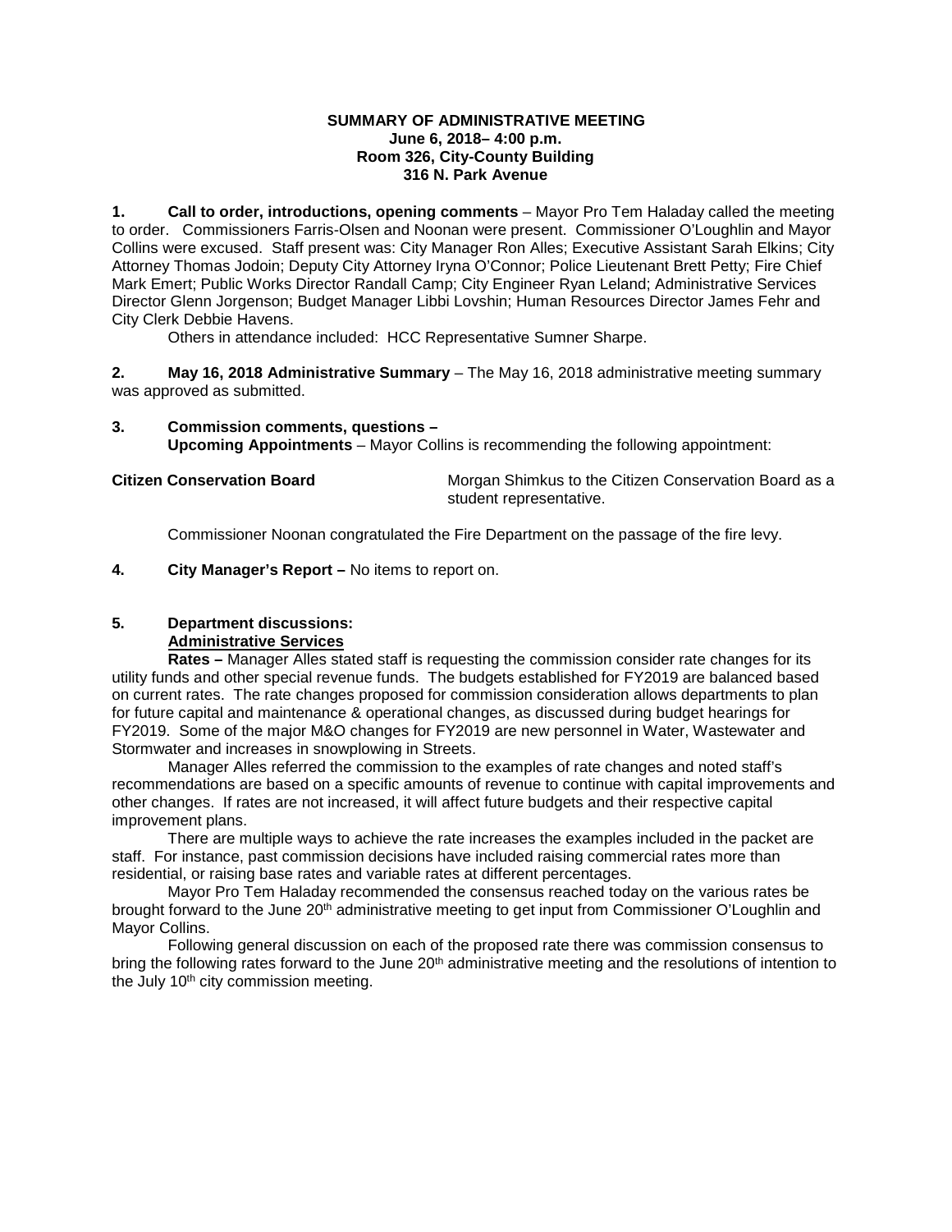**SUMMARY OF ADMINISTRATIVE MEETING**
**June 6, 2018– 4:00 p.m.**
**Room 326, City-County Building**
**316 N. Park Avenue**

**1. Call to order, introductions, opening comments** – Mayor Pro Tem Haladay called the meeting to order. Commissioners Farris-Olsen and Noonan were present. Commissioner O'Loughlin and Mayor Collins were excused. Staff present was: City Manager Ron Alles; Executive Assistant Sarah Elkins; City Attorney Thomas Jodoin; Deputy City Attorney Iryna O'Connor; Police Lieutenant Brett Petty; Fire Chief Mark Emert; Public Works Director Randall Camp; City Engineer Ryan Leland; Administrative Services Director Glenn Jorgenson; Budget Manager Libbi Lovshin; Human Resources Director James Fehr and City Clerk Debbie Havens.

Others in attendance included: HCC Representative Sumner Sharpe.

**2. May 16, 2018 Administrative Summary** – The May 16, 2018 administrative meeting summary was approved as submitted.

**3. Commission comments, questions –**
**Upcoming Appointments** – Mayor Collins is recommending the following appointment:

| | |
|---|---|
| **Citizen Conservation Board** | Morgan Shimkus to the Citizen Conservation Board as a student representative. |

Commissioner Noonan congratulated the Fire Department on the passage of the fire levy.

**4. City Manager's Report –** No items to report on.

**5. Department discussions:**
**<u>Administrative Services</u>**

**Rates –** Manager Alles stated staff is requesting the commission consider rate changes for its utility funds and other special revenue funds. The budgets established for FY2019 are balanced based on current rates. The rate changes proposed for commission consideration allows departments to plan for future capital and maintenance & operational changes, as discussed during budget hearings for FY2019. Some of the major M&O changes for FY2019 are new personnel in Water, Wastewater and Stormwater and increases in snowplowing in Streets.

Manager Alles referred the commission to the examples of rate changes and noted staff's recommendations are based on a specific amounts of revenue to continue with capital improvements and other changes. If rates are not increased, it will affect future budgets and their respective capital improvement plans.

There are multiple ways to achieve the rate increases the examples included in the packet are staff. For instance, past commission decisions have included raising commercial rates more than residential, or raising base rates and variable rates at different percentages.

Mayor Pro Tem Haladay recommended the consensus reached today on the various rates be brought forward to the June 20th administrative meeting to get input from Commissioner O'Loughlin and Mayor Collins.

Following general discussion on each of the proposed rate there was commission consensus to bring the following rates forward to the June 20th administrative meeting and the resolutions of intention to the July 10th city commission meeting.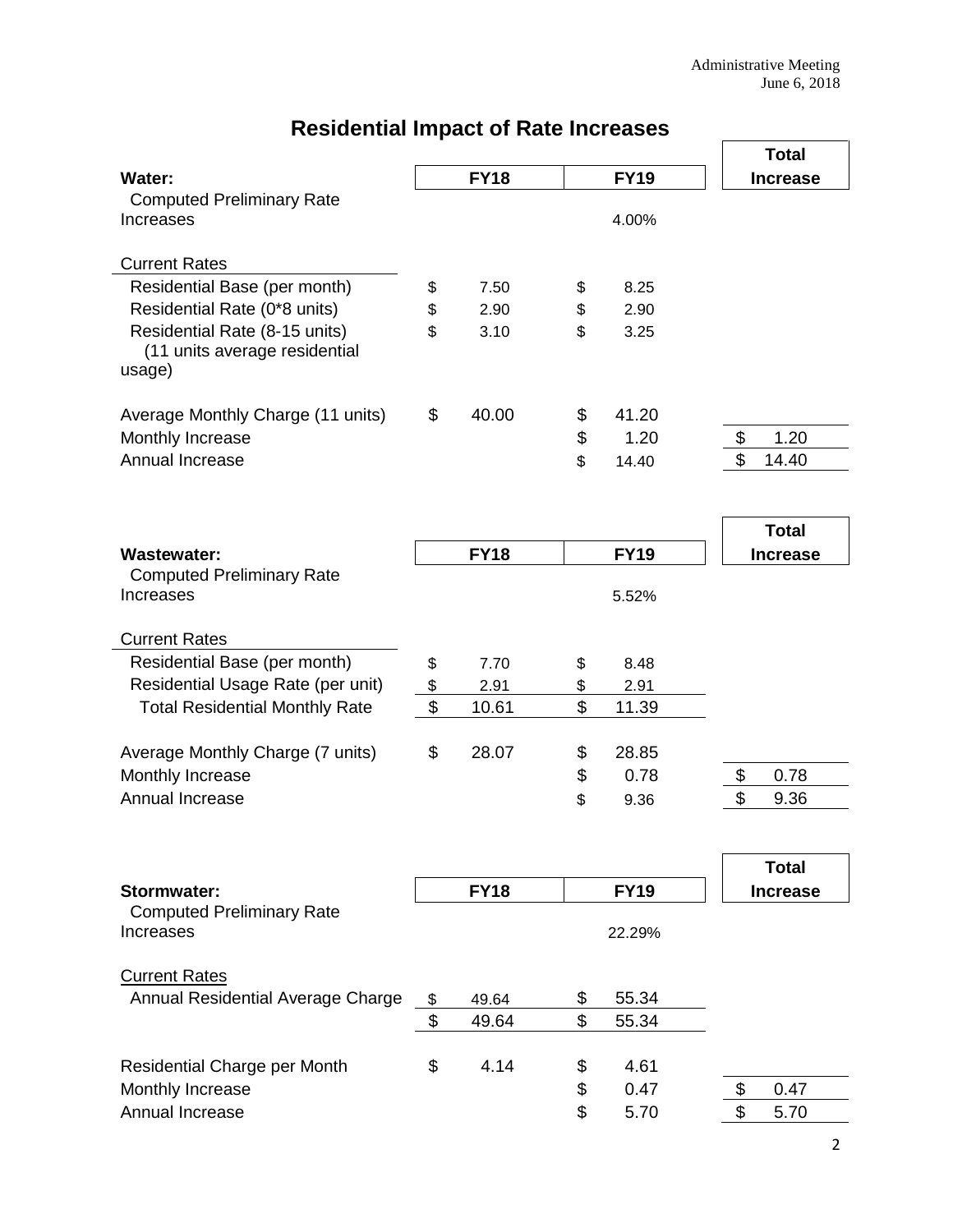Administrative Meeting
June 6, 2018

# Residential Impact of Rate Increases

| Water: | FY18 | FY19 | Total Increase |
|---|---|---|---|
| Computed Preliminary Rate Increases | | 4.00% | |
| Current Rates | | | |
| Residential Base (per month) | $ 7.50 | $ 8.25 | |
| Residential Rate (0*8 units) | $ 2.90 | $ 2.90 | |
| Residential Rate (8-15 units) (11 units average residential usage) | $ 3.10 | $ 3.25 | |
| Average Monthly Charge (11 units) | $ 40.00 | $ 41.20 | |
| Monthly Increase | | $ 1.20 | $ 1.20 |
| Annual Increase | | $ 14.40 | $ 14.40 |

| Wastewater: | FY18 | FY19 | Total Increase |
|---|---|---|---|
| Computed Preliminary Rate Increases | | 5.52% | |
| Current Rates | | | |
| Residential Base (per month) | $ 7.70 | $ 8.48 | |
| Residential Usage Rate (per unit) | $ 2.91 | $ 2.91 | |
| Total Residential Monthly Rate | $ 10.61 | $ 11.39 | |
| Average Monthly Charge (7 units) | $ 28.07 | $ 28.85 | |
| Monthly Increase | | $ 0.78 | $ 0.78 |
| Annual Increase | | $ 9.36 | $ 9.36 |

| Stormwater: | FY18 | FY19 | Total Increase |
|---|---|---|---|
| Computed Preliminary Rate Increases | | 22.29% | |
| Current Rates | | | |
| Annual Residential Average Charge | $ 49.64 | $ 55.34 | |
| | $ 49.64 | $ 55.34 | |
| Residential Charge per Month | $ 4.14 | $ 4.61 | |
| Monthly Increase | | $ 0.47 | $ 0.47 |
| Annual Increase | | $ 5.70 | $ 5.70 |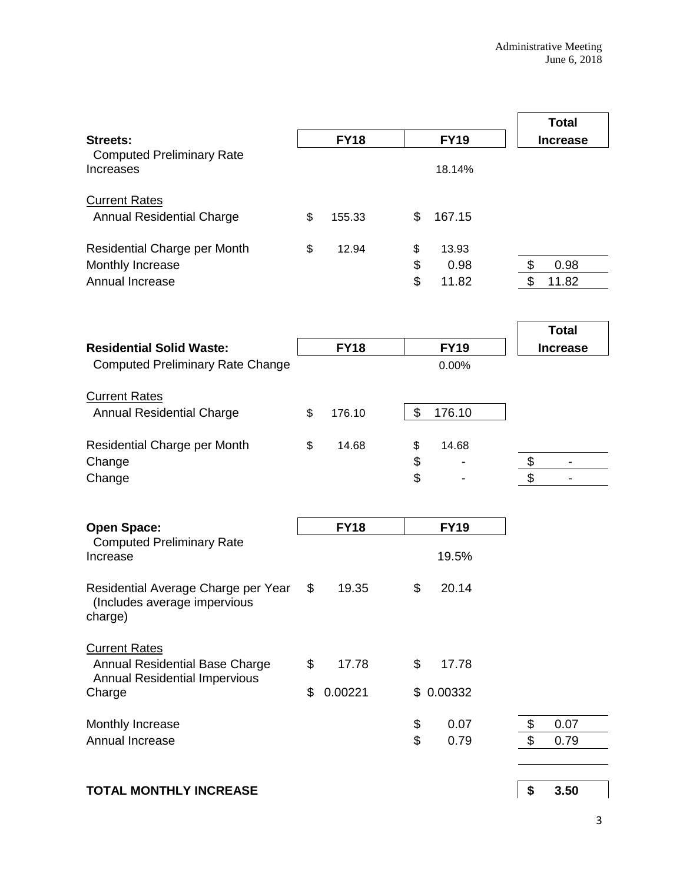| Streets: | FY18 | FY19 | Total Increase |
|---|---|---|---|
| Computed Preliminary Rate Increases | | 18.14% | |
| <u>Current Rates</u> | | | |
| Annual Residential Charge | $ 155.33 | $ 167.15 | |
| Residential Charge per Month | $ 12.94 | $ 13.93 | |
| Monthly Increase | | $ 0.98 | $ 0.98 |
| Annual Increase | | $ 11.82 | $ 11.82 |

| Residential Solid Waste: | FY18 | FY19 | Total Increase |
|---|---|---|---|
| Computed Preliminary Rate Change | | 0.00% | |
| <u>Current Rates</u> | | | |
| Annual Residential Charge | $ 176.10 | $ 176.10 | |
| Residential Charge per Month | $ 14.68 | $ 14.68 | |
| Change | | $ - | $ - |
| Change | | $ - | $ - |

| Open Space: | FY18 | FY19 | Total Increase |
|---|---|---|---|
| Computed Preliminary Rate Increase | | 19.5% | |
| Residential Average Charge per Year (Includes average impervious charge) | $ 19.35 | $ 20.14 | |
| <u>Current Rates</u> | | | |
| Annual Residential Base Charge | $ 17.78 | $ 17.78 | |
| Annual Residential Impervious Charge | $ 0.00221 | $ 0.00332 | |
| Monthly Increase | | $ 0.07 | $ 0.07 |
| Annual Increase | | $ 0.79 | $ 0.79 |

**TOTAL MONTHLY INCREASE** **$ 3.50**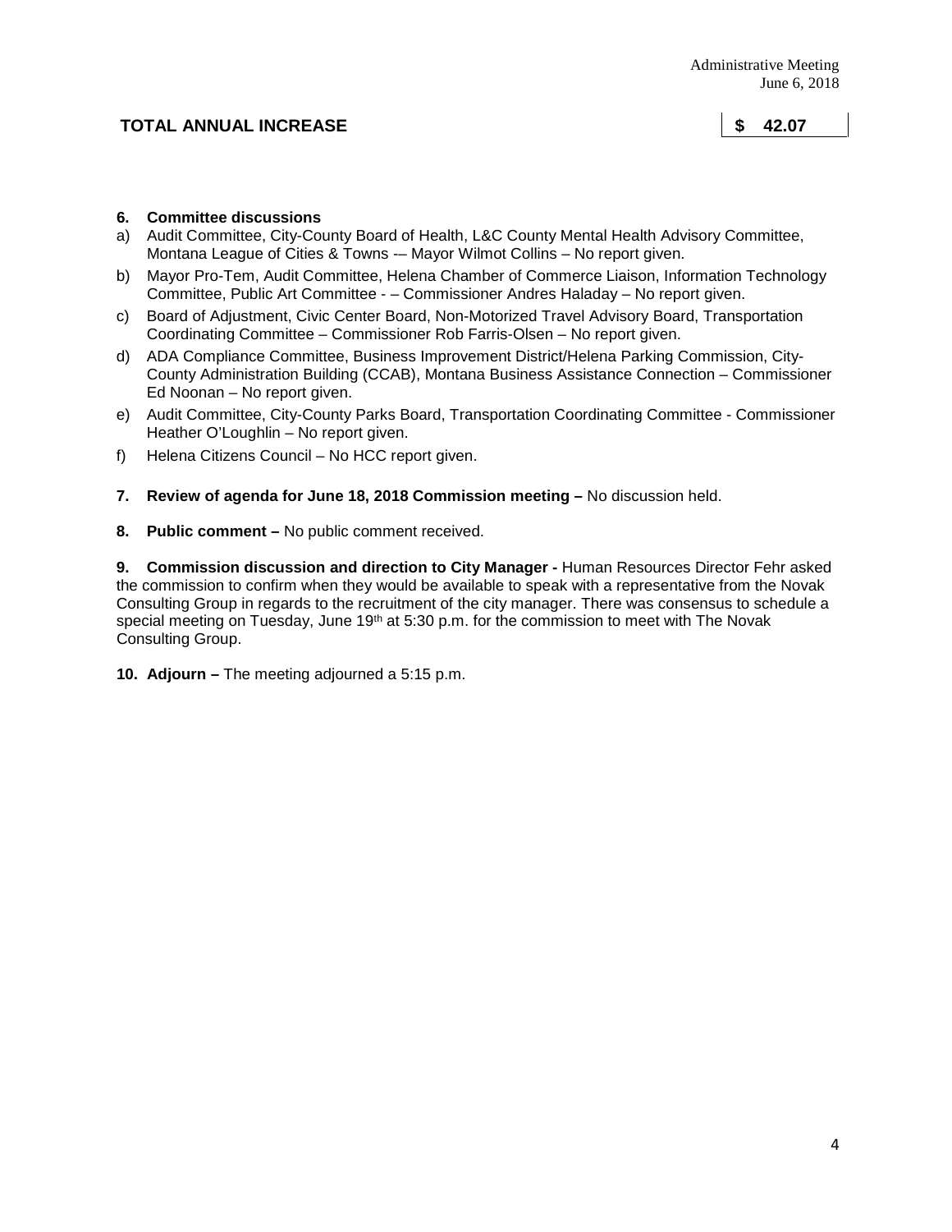| | |
|---|---|
| **TOTAL ANNUAL INCREASE** | **$ 42.07** |

**6. Committee discussions**

a) Audit Committee, City-County Board of Health, L&C County Mental Health Advisory Committee, Montana League of Cities & Towns -– Mayor Wilmot Collins – No report given.

b) Mayor Pro-Tem, Audit Committee, Helena Chamber of Commerce Liaison, Information Technology Committee, Public Art Committee - – Commissioner Andres Haladay – No report given.

c) Board of Adjustment, Civic Center Board, Non-Motorized Travel Advisory Board, Transportation Coordinating Committee – Commissioner Rob Farris-Olsen – No report given.

d) ADA Compliance Committee, Business Improvement District/Helena Parking Commission, City-County Administration Building (CCAB), Montana Business Assistance Connection – Commissioner Ed Noonan – No report given.

e) Audit Committee, City-County Parks Board, Transportation Coordinating Committee - Commissioner Heather O'Loughlin – No report given.

f) Helena Citizens Council – No HCC report given.

**7. Review of agenda for June 18, 2018 Commission meeting –** No discussion held.

**8. Public comment –** No public comment received.

**9. Commission discussion and direction to City Manager -** Human Resources Director Fehr asked the commission to confirm when they would be available to speak with a representative from the Novak Consulting Group in regards to the recruitment of the city manager. There was consensus to schedule a special meeting on Tuesday, June 19th at 5:30 p.m. for the commission to meet with The Novak Consulting Group.

**10. Adjourn –** The meeting adjourned a 5:15 p.m.